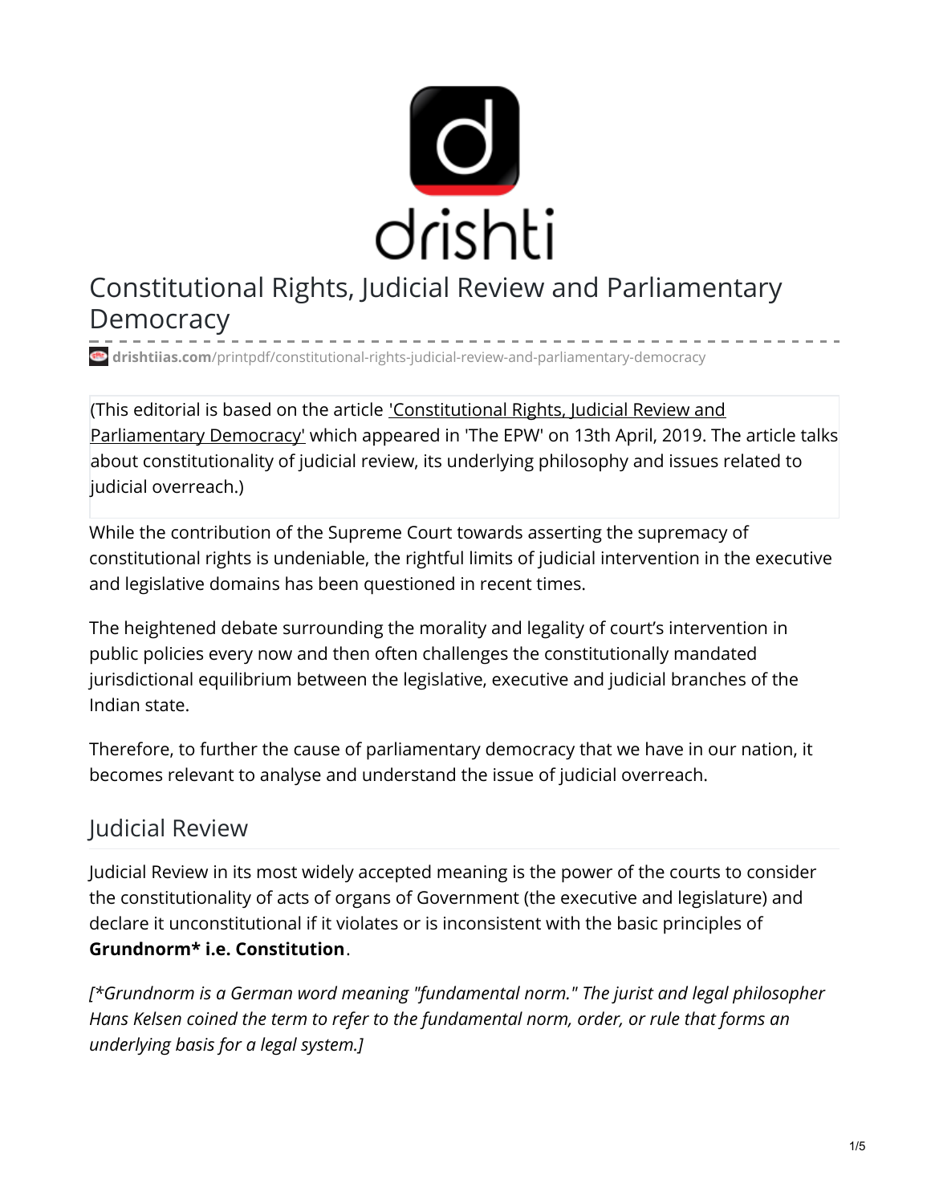# Constitutional Rights, Judicial Review and Parliamentary Democracy

drishtiias.com/printpdf/constitutional-rights-judicial-review-and-parliamentary-democracy

(This editorial is based on the article 'Constitutional Rights, Judicial Review and Parliamentary Democracy' which appeared in 'The EPW' on 13th April, 2019. The article talks about constitutionality of judicial review, its underlying philosophy and issues related to judicial overreach.)

While the contribution of the Supreme Court towards asserting the supremacy of constitutional rights is undeniable, the rightful limits of judicial intervention in the executive and legislative domains has been questioned in recent times.

The heightened debate surrounding the morality and legality of court's intervention in public policies every now and then often challenges the constitutionally mandated jurisdictional equilibrium between the legislative, executive and judicial branches of the Indian state.

Therefore, to further the cause of parliamentary democracy that we have in our nation, it becomes relevant to analyse and understand the issue of judicial overreach.

## Judicial Review

Judicial Review in its most widely accepted meaning is the power of the courts to consider the constitutionality of acts of organs of Government (the executive and legislature) and declare it unconstitutional if it violates or is inconsistent with the basic principles of **Grundnorm* i.e. Constitution**.

*[*Grundnorm is a German word meaning "fundamental norm." The jurist and legal philosopher Hans Kelsen coined the term to refer to the fundamental norm, order, or rule that forms an underlying basis for a legal system.]*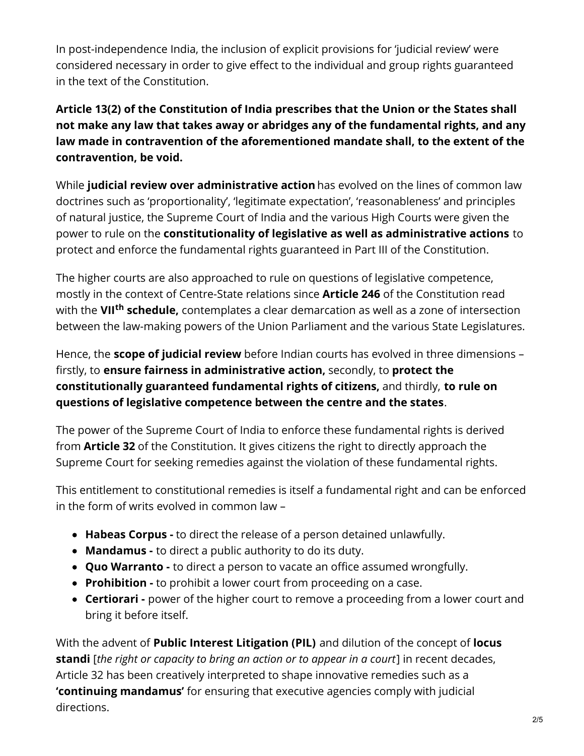In post-independence India, the inclusion of explicit provisions for 'judicial review' were considered necessary in order to give effect to the individual and group rights guaranteed in the text of the Constitution.

**Article 13(2) of the Constitution of India prescribes that the Union or the States shall not make any law that takes away or abridges any of the fundamental rights, and any law made in contravention of the aforementioned mandate shall, to the extent of the contravention, be void.**

While **judicial review over administrative action** has evolved on the lines of common law doctrines such as 'proportionality', 'legitimate expectation', 'reasonableness' and principles of natural justice, the Supreme Court of India and the various High Courts were given the power to rule on the **constitutionality of legislative as well as administrative actions** to protect and enforce the fundamental rights guaranteed in Part III of the Constitution.

The higher courts are also approached to rule on questions of legislative competence, mostly in the context of Centre-State relations since **Article 246** of the Constitution read with the **VII$^{th}$ schedule,** contemplates a clear demarcation as well as a zone of intersection between the law-making powers of the Union Parliament and the various State Legislatures.

Hence, the **scope of judicial review** before Indian courts has evolved in three dimensions – firstly, to **ensure fairness in administrative action,** secondly, to **protect the constitutionally guaranteed fundamental rights of citizens,** and thirdly, **to rule on questions of legislative competence between the centre and the states**.

The power of the Supreme Court of India to enforce these fundamental rights is derived from **Article 32** of the Constitution. It gives citizens the right to directly approach the Supreme Court for seeking remedies against the violation of these fundamental rights.

This entitlement to constitutional remedies is itself a fundamental right and can be enforced in the form of writs evolved in common law –

- **Habeas Corpus -** to direct the release of a person detained unlawfully.
- **Mandamus -** to direct a public authority to do its duty.
- **Quo Warranto -** to direct a person to vacate an office assumed wrongfully.
- **Prohibition -** to prohibit a lower court from proceeding on a case.
- **Certiorari -** power of the higher court to remove a proceeding from a lower court and bring it before itself.

With the advent of **Public Interest Litigation (PIL)** and dilution of the concept of **locus standi** [*the right or capacity to bring an action or to appear in a court*] in recent decades, Article 32 has been creatively interpreted to shape innovative remedies such as a **'continuing mandamus'** for ensuring that executive agencies comply with judicial directions.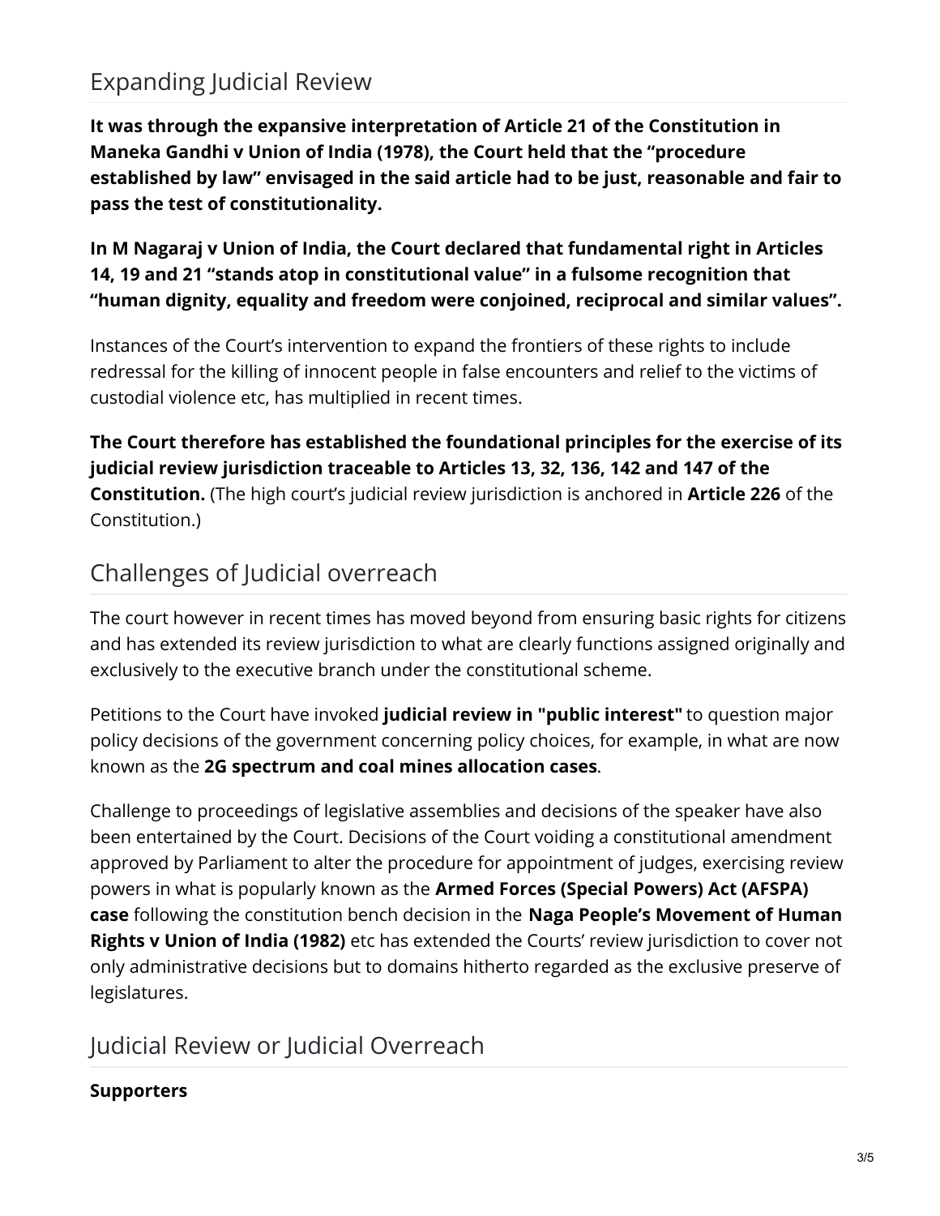## Expanding Judicial Review

**It was through the expansive interpretation of Article 21 of the Constitution in Maneka Gandhi v Union of India (1978), the Court held that the "procedure established by law" envisaged in the said article had to be just, reasonable and fair to pass the test of constitutionality.**

**In M Nagaraj v Union of India, the Court declared that fundamental right in Articles 14, 19 and 21 "stands atop in constitutional value" in a fulsome recognition that "human dignity, equality and freedom were conjoined, reciprocal and similar values".**

Instances of the Court's intervention to expand the frontiers of these rights to include redressal for the killing of innocent people in false encounters and relief to the victims of custodial violence etc, has multiplied in recent times.

**The Court therefore has established the foundational principles for the exercise of its judicial review jurisdiction traceable to Articles 13, 32, 136, 142 and 147 of the Constitution.** (The high court's judicial review jurisdiction is anchored in **Article 226** of the Constitution.)

## Challenges of Judicial overreach

The court however in recent times has moved beyond from ensuring basic rights for citizens and has extended its review jurisdiction to what are clearly functions assigned originally and exclusively to the executive branch under the constitutional scheme.

Petitions to the Court have invoked **judicial review in "public interest"** to question major policy decisions of the government concerning policy choices, for example, in what are now known as the **2G spectrum and coal mines allocation cases**.

Challenge to proceedings of legislative assemblies and decisions of the speaker have also been entertained by the Court. Decisions of the Court voiding a constitutional amendment approved by Parliament to alter the procedure for appointment of judges, exercising review powers in what is popularly known as the **Armed Forces (Special Powers) Act (AFSPA) case** following the constitution bench decision in the **Naga People's Movement of Human Rights v Union of India (1982)** etc has extended the Courts' review jurisdiction to cover not only administrative decisions but to domains hitherto regarded as the exclusive preserve of legislatures.

## Judicial Review or Judicial Overreach

**Supporters**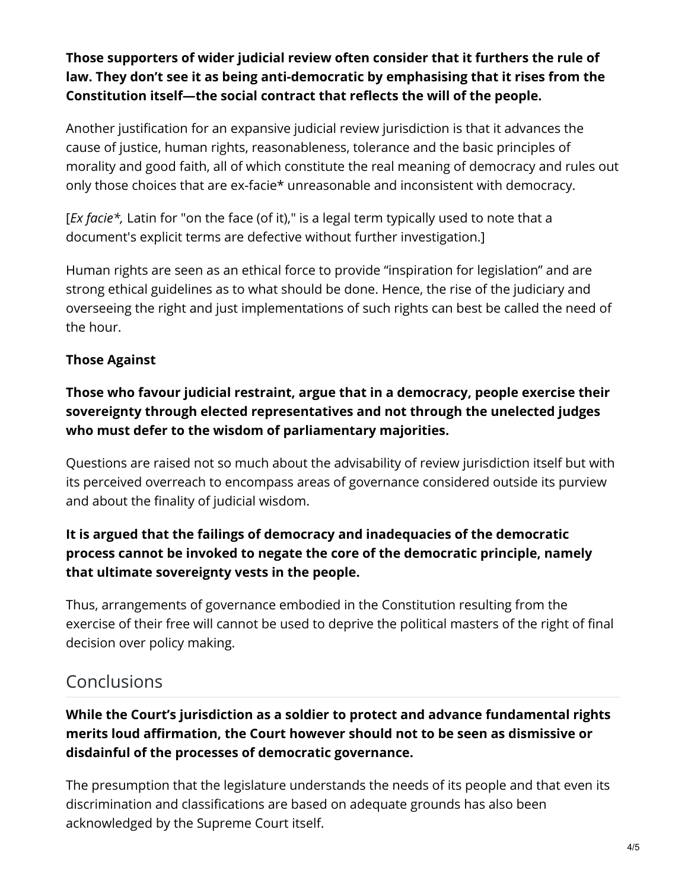**Those supporters of wider judicial review often consider that it furthers the rule of law. They don't see it as being anti-democratic by emphasising that it rises from the Constitution itself—the social contract that reflects the will of the people.**

Another justification for an expansive judicial review jurisdiction is that it advances the cause of justice, human rights, reasonableness, tolerance and the basic principles of morality and good faith, all of which constitute the real meaning of democracy and rules out only those choices that are ex-facie* unreasonable and inconsistent with democracy.

[*Ex facie*\*, Latin for "on the face (of it)," is a legal term typically used to note that a document's explicit terms are defective without further investigation.]

Human rights are seen as an ethical force to provide "inspiration for legislation" and are strong ethical guidelines as to what should be done. Hence, the rise of the judiciary and overseeing the right and just implementations of such rights can best be called the need of the hour.

**Those Against**

**Those who favour judicial restraint, argue that in a democracy, people exercise their sovereignty through elected representatives and not through the unelected judges who must defer to the wisdom of parliamentary majorities.**

Questions are raised not so much about the advisability of review jurisdiction itself but with its perceived overreach to encompass areas of governance considered outside its purview and about the finality of judicial wisdom.

**It is argued that the failings of democracy and inadequacies of the democratic process cannot be invoked to negate the core of the democratic principle, namely that ultimate sovereignty vests in the people.**

Thus, arrangements of governance embodied in the Constitution resulting from the exercise of their free will cannot be used to deprive the political masters of the right of final decision over policy making.

## Conclusions

**While the Court's jurisdiction as a soldier to protect and advance fundamental rights merits loud affirmation, the Court however should not to be seen as dismissive or disdainful of the processes of democratic governance.**

The presumption that the legislature understands the needs of its people and that even its discrimination and classifications are based on adequate grounds has also been acknowledged by the Supreme Court itself.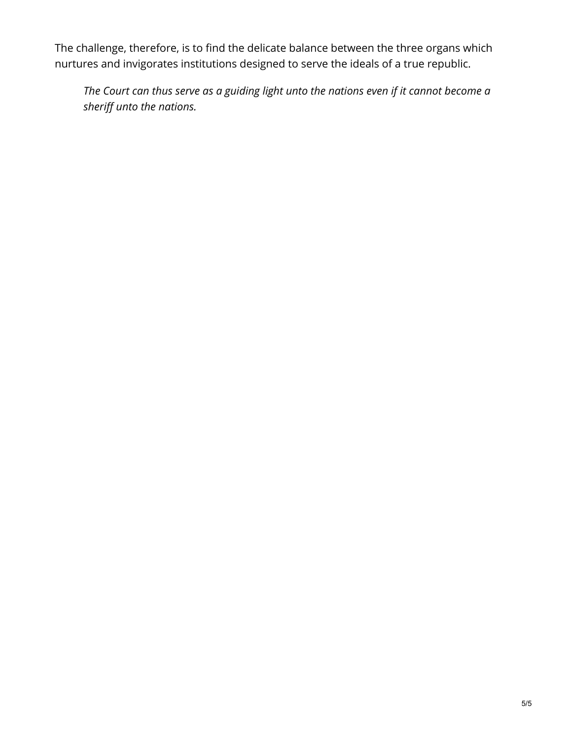The challenge, therefore, is to find the delicate balance between the three organs which nurtures and invigorates institutions designed to serve the ideals of a true republic.

> *The Court can thus serve as a guiding light unto the nations even if it cannot become a sheriff unto the nations.*